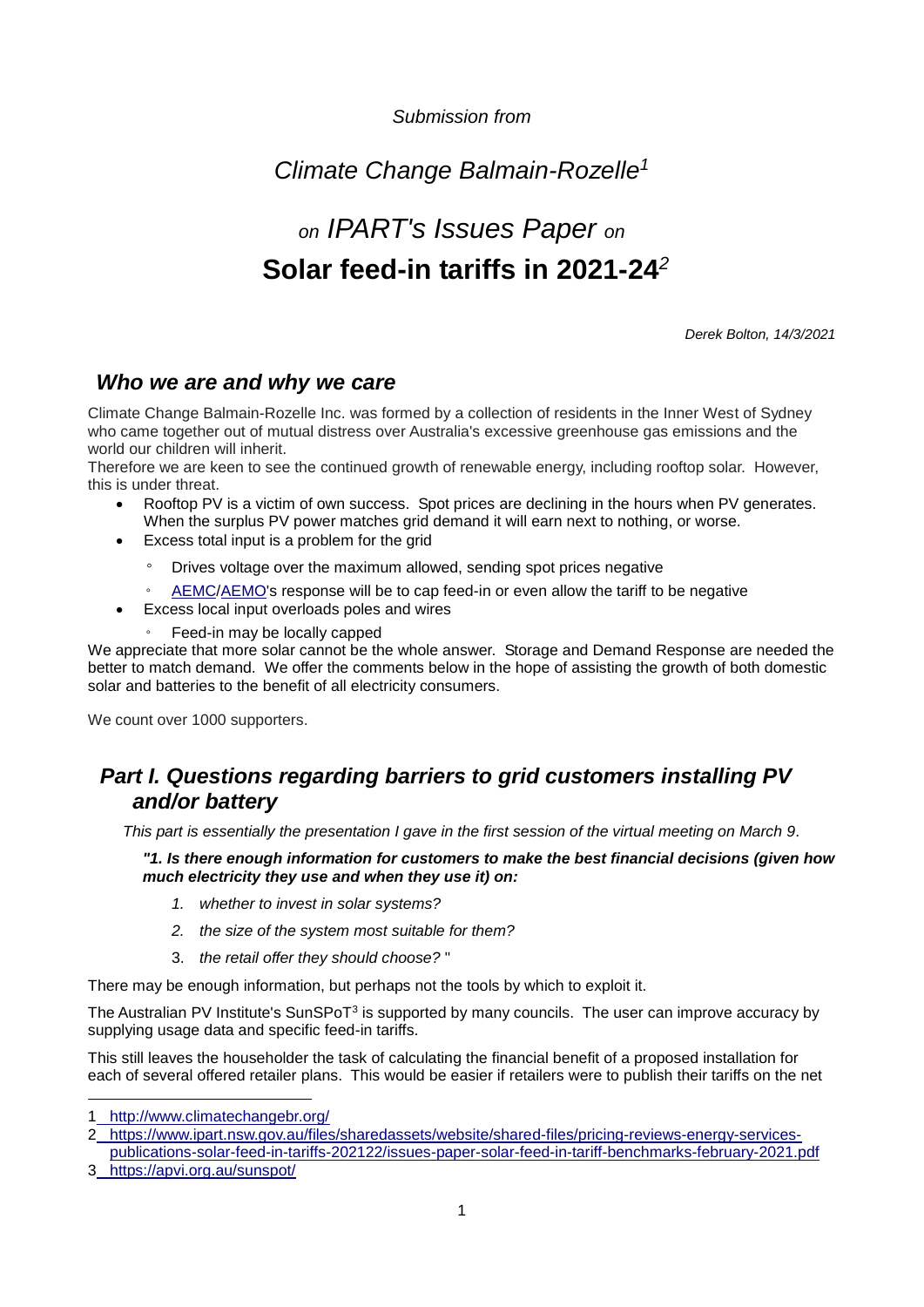*Submission from*

## *Climate Change Balmain-Rozelle*[1]

# *on IPART's Issues Paper on* **Solar feed-in tariffs in 2021-24**[2]

*Derek Bolton, 14/3/2021*

## *Who we are and why we care*

Climate Change Balmain-Rozelle Inc. was formed by a collection of residents in the Inner West of Sydney who came together out of mutual distress over Australia's excessive greenhouse gas emissions and the world our children will inherit.

Therefore we are keen to see the continued growth of renewable energy, including rooftop solar. However, this is under threat.

- Rooftop PV is a victim of own success. Spot prices are declining in the hours when PV generates. When the surplus PV power matches grid demand it will earn next to nothing, or worse.
- Excess total input is a problem for the grid
  - Drives voltage over the maximum allowed, sending spot prices negative
  - AEMC/AEMO's response will be to cap feed-in or even allow the tariff to be negative
- Excess local input overloads poles and wires
  - Feed-in may be locally capped

We appreciate that more solar cannot be the whole answer. Storage and Demand Response are needed the better to match demand. We offer the comments below in the hope of assisting the growth of both domestic solar and batteries to the benefit of all electricity consumers.

We count over 1000 supporters.

## *Part I. Questions regarding barriers to grid customers installing PV and/or battery*

*This part is essentially the presentation I gave in the first session of the virtual meeting on March 9.*

***"1. Is there enough information for customers to make the best financial decisions (given how much electricity they use and when they use it) on:***

1. *whether to invest in solar systems?*
2. *the size of the system most suitable for them?*
3. *the retail offer they should choose?* "

There may be enough information, but perhaps not the tools by which to exploit it.

The Australian PV Institute's SunSPoT[3] is supported by many councils. The user can improve accuracy by supplying usage data and specific feed-in tariffs.

This still leaves the householder the task of calculating the financial benefit of a proposed installation for each of several offered retailer plans. This would be easier if retailers were to publish their tariffs on the net

---

1 http://www.climatechangebr.org/

2 https://www.ipart.nsw.gov.au/files/sharedassets/website/shared-files/pricing-reviews-energy-services-publications-solar-feed-in-tariffs-202122/issues-paper-solar-feed-in-tariff-benchmarks-february-2021.pdf

3 https://apvi.org.au/sunspot/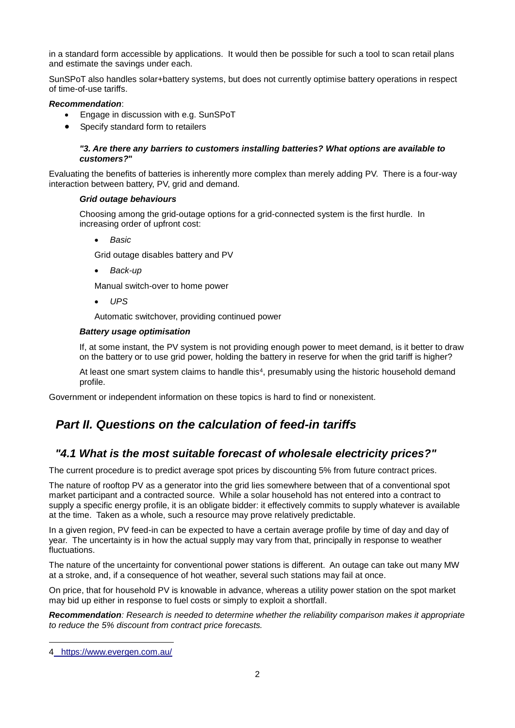in a standard form accessible by applications. It would then be possible for such a tool to scan retail plans and estimate the savings under each.

SunSPoT also handles solar+battery systems, but does not currently optimise battery operations in respect of time-of-use tariffs.

***Recommendation***:

- Engage in discussion with e.g. SunSPoT
- Specify standard form to retailers

***"3. Are there any barriers to customers installing batteries? What options are available to customers?"***

Evaluating the benefits of batteries is inherently more complex than merely adding PV. There is a four-way interaction between battery, PV, grid and demand.

***Grid outage behaviours***

Choosing among the grid-outage options for a grid-connected system is the first hurdle. In increasing order of upfront cost:

- *Basic*

  Grid outage disables battery and PV

- *Back-up*

  Manual switch-over to home power

- *UPS*

  Automatic switchover, providing continued power

***Battery usage optimisation***

If, at some instant, the PV system is not providing enough power to meet demand, is it better to draw on the battery or to use grid power, holding the battery in reserve for when the grid tariff is higher?

At least one smart system claims to handle this[4], presumably using the historic household demand profile.

Government or independent information on these topics is hard to find or nonexistent.

## *Part II. Questions on the calculation of feed-in tariffs*

### *"4.1 What is the most suitable forecast of wholesale electricity prices?"*

The current procedure is to predict average spot prices by discounting 5% from future contract prices.

The nature of rooftop PV as a generator into the grid lies somewhere between that of a conventional spot market participant and a contracted source. While a solar household has not entered into a contract to supply a specific energy profile, it is an obligate bidder: it effectively commits to supply whatever is available at the time. Taken as a whole, such a resource may prove relatively predictable.

In a given region, PV feed-in can be expected to have a certain average profile by time of day and day of year. The uncertainty is in how the actual supply may vary from that, principally in response to weather fluctuations.

The nature of the uncertainty for conventional power stations is different. An outage can take out many MW at a stroke, and, if a consequence of hot weather, several such stations may fail at once.

On price, that for household PV is knowable in advance, whereas a utility power station on the spot market may bid up either in response to fuel costs or simply to exploit a shortfall.

***Recommendation****: Research is needed to determine whether the reliability comparison makes it appropriate to reduce the 5% discount from contract price forecasts.*

---

4 https://www.evergen.com.au/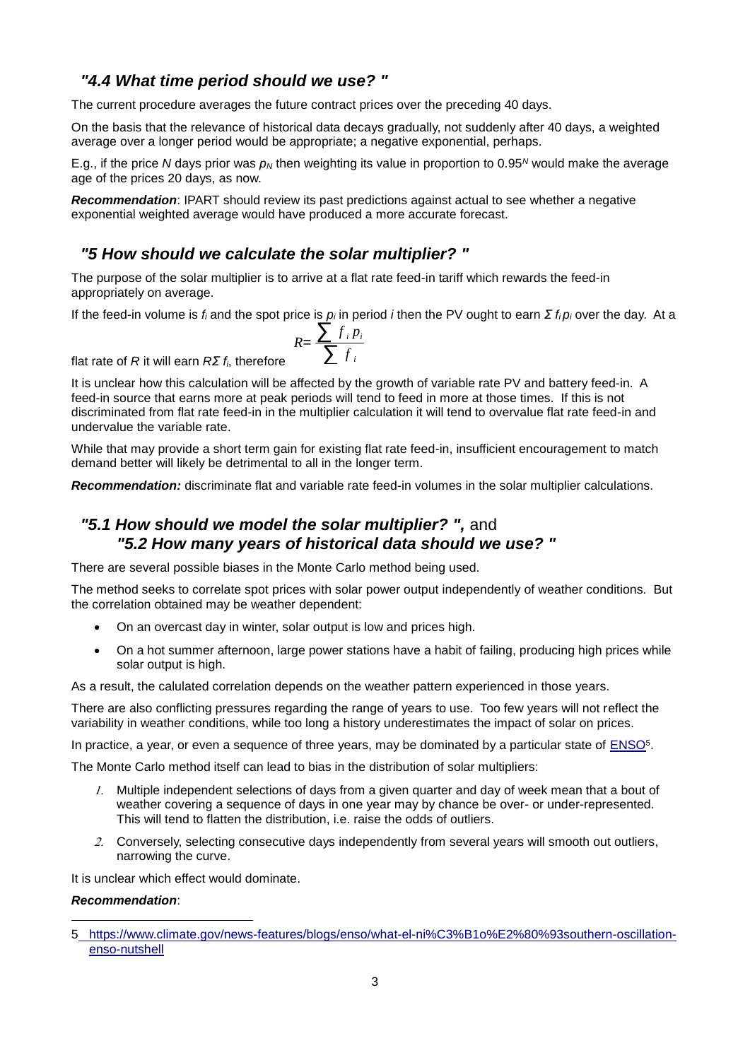## *"4.4 What time period should we use? "*

The current procedure averages the future contract prices over the preceding 40 days.

On the basis that the relevance of historical data decays gradually, not suddenly after 40 days, a weighted average over a longer period would be appropriate; a negative exponential, perhaps.

E.g., if the price $N$ days prior was $p_N$ then weighting its value in proportion to $0.95^N$ would make the average age of the prices 20 days, as now.

***Recommendation***: IPART should review its past predictions against actual to see whether a negative exponential weighted average would have produced a more accurate forecast.

## *"5 How should we calculate the solar multiplier? "*

The purpose of the solar multiplier is to arrive at a flat rate feed-in tariff which rewards the feed-in appropriately on average.

If the feed-in volume is $f_i$ and the spot price is $p_i$ in period $i$ then the PV ought to earn $\Sigma f_i p_i$ over the day. At a flat rate of $R$ it will earn $R\Sigma f_i$, therefore

$$R = \frac{\sum f_i p_i}{\sum f_i}$$

It is unclear how this calculation will be affected by the growth of variable rate PV and battery feed-in. A feed-in source that earns more at peak periods will tend to feed in more at those times. If this is not discriminated from flat rate feed-in in the multiplier calculation it will tend to overvalue flat rate feed-in and undervalue the variable rate.

While that may provide a short term gain for existing flat rate feed-in, insufficient encouragement to match demand better will likely be detrimental to all in the longer term.

***Recommendation:*** discriminate flat and variable rate feed-in volumes in the solar multiplier calculations.

## *"5.1 How should we model the solar multiplier? ",* and *"5.2 How many years of historical data should we use? "*

There are several possible biases in the Monte Carlo method being used.

The method seeks to correlate spot prices with solar power output independently of weather conditions. But the correlation obtained may be weather dependent:

- On an overcast day in winter, solar output is low and prices high.
- On a hot summer afternoon, large power stations have a habit of failing, producing high prices while solar output is high.

As a result, the calulated correlation depends on the weather pattern experienced in those years.

There are also conflicting pressures regarding the range of years to use. Too few years will not reflect the variability in weather conditions, while too long a history underestimates the impact of solar on prices.

In practice, a year, or even a sequence of three years, may be dominated by a particular state of ENSO[5].

The Monte Carlo method itself can lead to bias in the distribution of solar multipliers:

1. Multiple independent selections of days from a given quarter and day of week mean that a bout of weather covering a sequence of days in one year may by chance be over- or under-represented. This will tend to flatten the distribution, i.e. raise the odds of outliers.
2. Conversely, selecting consecutive days independently from several years will smooth out outliers, narrowing the curve.

It is unclear which effect would dominate.

***Recommendation***:

5 https://www.climate.gov/news-features/blogs/enso/what-el-ni%C3%B1o%E2%80%93southern-oscillation-enso-nutshell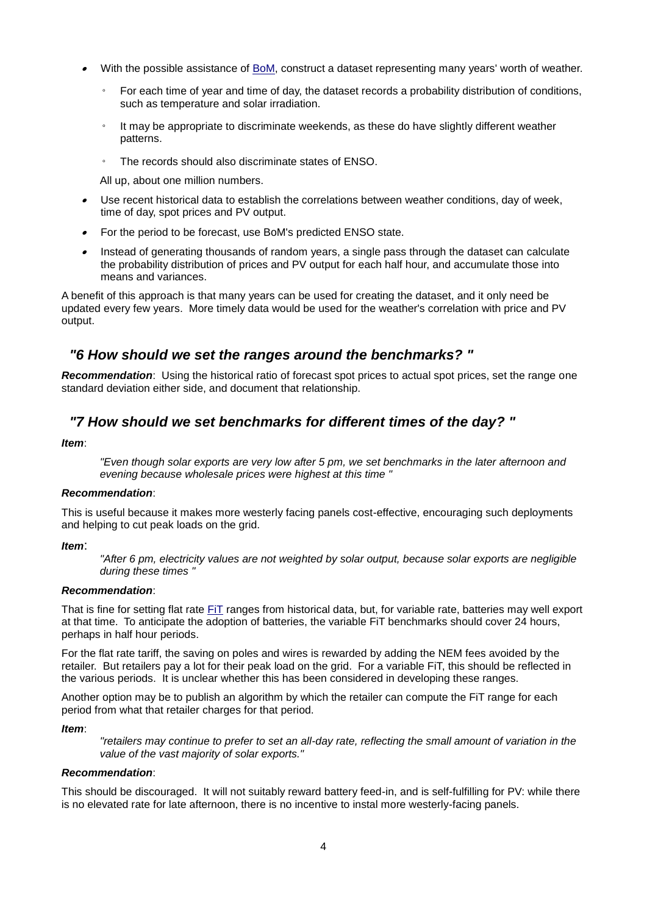- With the possible assistance of BoM, construct a dataset representing many years' worth of weather.
  - For each time of year and time of day, the dataset records a probability distribution of conditions, such as temperature and solar irradiation.
  - It may be appropriate to discriminate weekends, as these do have slightly different weather patterns.
  - The records should also discriminate states of ENSO.

  All up, about one million numbers.
- Use recent historical data to establish the correlations between weather conditions, day of week, time of day, spot prices and PV output.
- For the period to be forecast, use BoM's predicted ENSO state.
- Instead of generating thousands of random years, a single pass through the dataset can calculate the probability distribution of prices and PV output for each half hour, and accumulate those into means and variances.

A benefit of this approach is that many years can be used for creating the dataset, and it only need be updated every few years. More timely data would be used for the weather's correlation with price and PV output.

## *"6 How should we set the ranges around the benchmarks? "*

***Recommendation***: Using the historical ratio of forecast spot prices to actual spot prices, set the range one standard deviation either side, and document that relationship.

## *"7 How should we set benchmarks for different times of the day? "*

***Item***:

> *"Even though solar exports are very low after 5 pm, we set benchmarks in the later afternoon and evening because wholesale prices were highest at this time "*

***Recommendation***:

This is useful because it makes more westerly facing panels cost-effective, encouraging such deployments and helping to cut peak loads on the grid.

***Item***:

> *"After 6 pm, electricity values are not weighted by solar output, because solar exports are negligible during these times "*

***Recommendation***:

That is fine for setting flat rate FiT ranges from historical data, but, for variable rate, batteries may well export at that time. To anticipate the adoption of batteries, the variable FiT benchmarks should cover 24 hours, perhaps in half hour periods.

For the flat rate tariff, the saving on poles and wires is rewarded by adding the NEM fees avoided by the retailer. But retailers pay a lot for their peak load on the grid. For a variable FiT, this should be reflected in the various periods. It is unclear whether this has been considered in developing these ranges.

Another option may be to publish an algorithm by which the retailer can compute the FiT range for each period from what that retailer charges for that period.

***Item***:

> *"retailers may continue to prefer to set an all-day rate, reflecting the small amount of variation in the value of the vast majority of solar exports."*

***Recommendation***:

This should be discouraged. It will not suitably reward battery feed-in, and is self-fulfilling for PV: while there is no elevated rate for late afternoon, there is no incentive to instal more westerly-facing panels.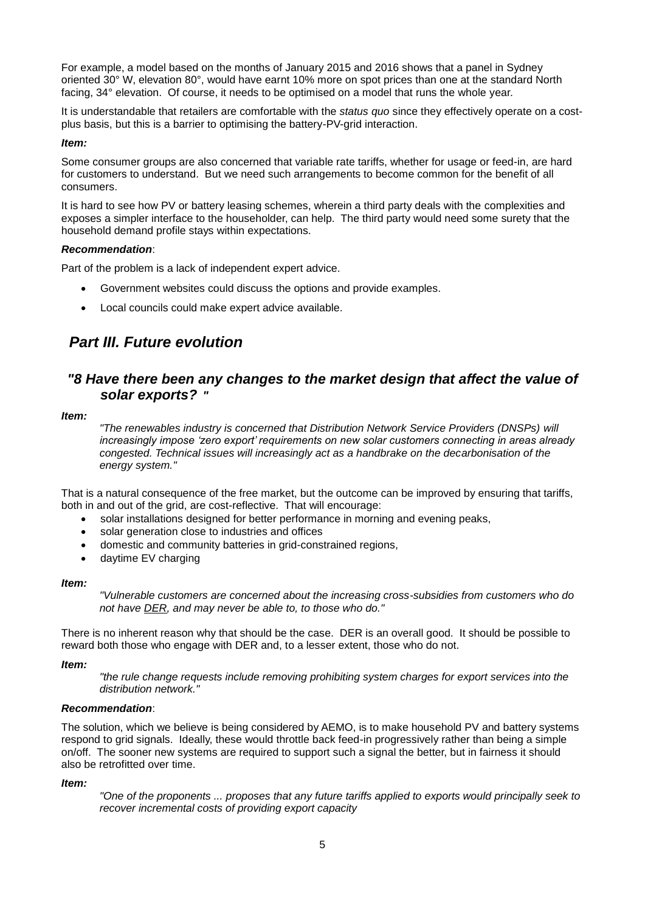For example, a model based on the months of January 2015 and 2016 shows that a panel in Sydney oriented 30° W, elevation 80°, would have earnt 10% more on spot prices than one at the standard North facing, 34° elevation. Of course, it needs to be optimised on a model that runs the whole year.

It is understandable that retailers are comfortable with the *status quo* since they effectively operate on a cost-plus basis, but this is a barrier to optimising the battery-PV-grid interaction.

***Item:***

Some consumer groups are also concerned that variable rate tariffs, whether for usage or feed-in, are hard for customers to understand. But we need such arrangements to become common for the benefit of all consumers.

It is hard to see how PV or battery leasing schemes, wherein a third party deals with the complexities and exposes a simpler interface to the householder, can help. The third party would need some surety that the household demand profile stays within expectations.

***Recommendation***:

Part of the problem is a lack of independent expert advice.

- Government websites could discuss the options and provide examples.
- Local councils could make expert advice available.

## *Part III. Future evolution*

### *"8 Have there been any changes to the market design that affect the value of solar exports? "*

***Item:***

> *"The renewables industry is concerned that Distribution Network Service Providers (DNSPs) will increasingly impose 'zero export' requirements on new solar customers connecting in areas already congested. Technical issues will increasingly act as a handbrake on the decarbonisation of the energy system."*

That is a natural consequence of the free market, but the outcome can be improved by ensuring that tariffs, both in and out of the grid, are cost-reflective. That will encourage:

- solar installations designed for better performance in morning and evening peaks,
- solar generation close to industries and offices
- domestic and community batteries in grid-constrained regions,
- daytime EV charging

***Item:***

> *"Vulnerable customers are concerned about the increasing cross-subsidies from customers who do not have DER, and may never be able to, to those who do."*

There is no inherent reason why that should be the case. DER is an overall good. It should be possible to reward both those who engage with DER and, to a lesser extent, those who do not.

***Item:***

> *"the rule change requests include removing prohibiting system charges for export services into the distribution network."*

***Recommendation***:

The solution, which we believe is being considered by AEMO, is to make household PV and battery systems respond to grid signals. Ideally, these would throttle back feed-in progressively rather than being a simple on/off. The sooner new systems are required to support such a signal the better, but in fairness it should also be retrofitted over time.

***Item:***

> *"One of the proponents ... proposes that any future tariffs applied to exports would principally seek to recover incremental costs of providing export capacity*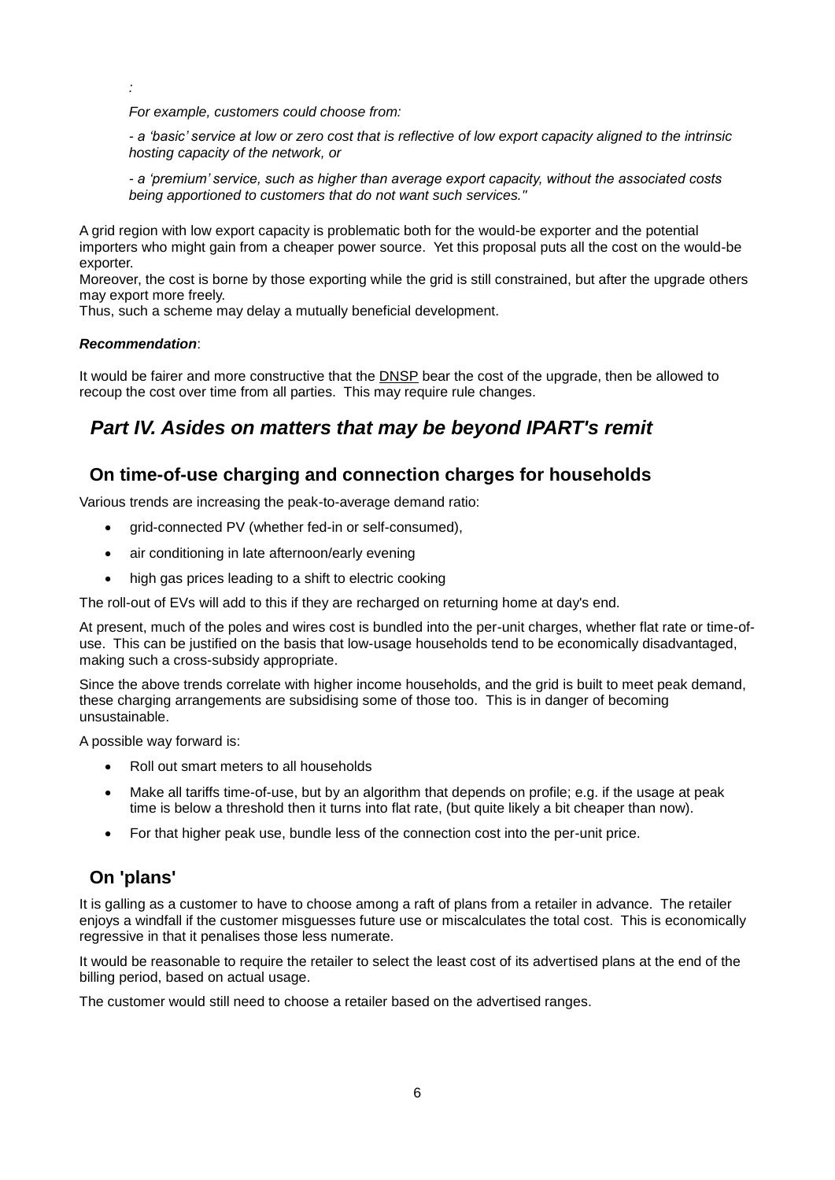*:*

*For example, customers could choose from:*

*- a 'basic' service at low or zero cost that is reflective of low export capacity aligned to the intrinsic hosting capacity of the network, or*

*- a 'premium' service, such as higher than average export capacity, without the associated costs being apportioned to customers that do not want such services."*

A grid region with low export capacity is problematic both for the would-be exporter and the potential importers who might gain from a cheaper power source. Yet this proposal puts all the cost on the would-be exporter.
Moreover, the cost is borne by those exporting while the grid is still constrained, but after the upgrade others may export more freely.
Thus, such a scheme may delay a mutually beneficial development.

***Recommendation***:

It would be fairer and more constructive that the DNSP bear the cost of the upgrade, then be allowed to recoup the cost over time from all parties. This may require rule changes.

## *Part IV. Asides on matters that may be beyond IPART's remit*

### On time-of-use charging and connection charges for households

Various trends are increasing the peak-to-average demand ratio:

- grid-connected PV (whether fed-in or self-consumed),
- air conditioning in late afternoon/early evening
- high gas prices leading to a shift to electric cooking

The roll-out of EVs will add to this if they are recharged on returning home at day's end.

At present, much of the poles and wires cost is bundled into the per-unit charges, whether flat rate or time-of-use. This can be justified on the basis that low-usage households tend to be economically disadvantaged, making such a cross-subsidy appropriate.

Since the above trends correlate with higher income households, and the grid is built to meet peak demand, these charging arrangements are subsidising some of those too. This is in danger of becoming unsustainable.

A possible way forward is:

- Roll out smart meters to all households
- Make all tariffs time-of-use, but by an algorithm that depends on profile; e.g. if the usage at peak time is below a threshold then it turns into flat rate, (but quite likely a bit cheaper than now).
- For that higher peak use, bundle less of the connection cost into the per-unit price.

### On 'plans'

It is galling as a customer to have to choose among a raft of plans from a retailer in advance. The retailer enjoys a windfall if the customer misguesses future use or miscalculates the total cost. This is economically regressive in that it penalises those less numerate.

It would be reasonable to require the retailer to select the least cost of its advertised plans at the end of the billing period, based on actual usage.

The customer would still need to choose a retailer based on the advertised ranges.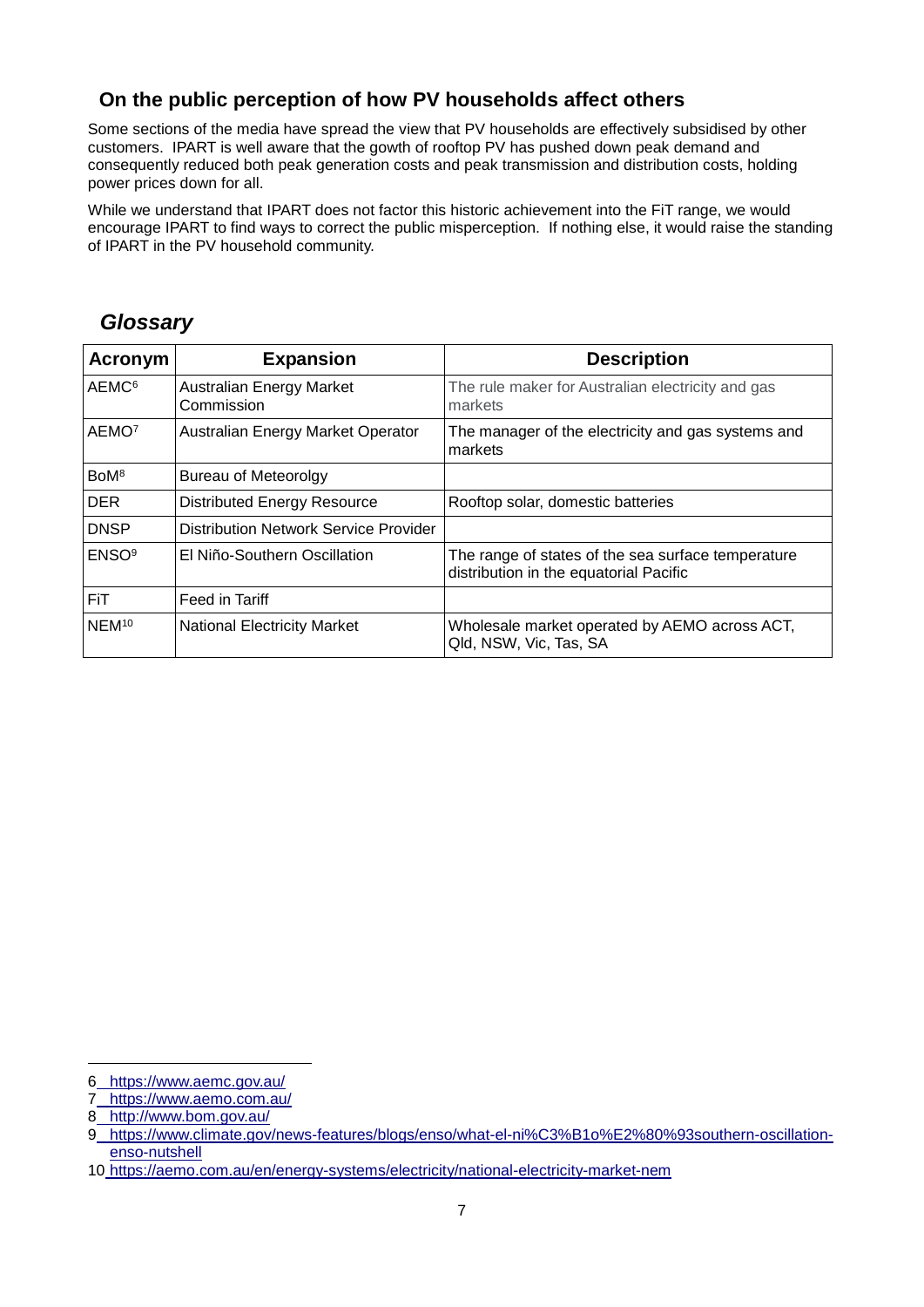## On the public perception of how PV households affect others

Some sections of the media have spread the view that PV households are effectively subsidised by other customers. IPART is well aware that the gowth of rooftop PV has pushed down peak demand and consequently reduced both peak generation costs and peak transmission and distribution costs, holding power prices down for all.

While we understand that IPART does not factor this historic achievement into the FiT range, we would encourage IPART to find ways to correct the public misperception. If nothing else, it would raise the standing of IPART in the PV household community.

## *Glossary*

| Acronym | Expansion | Description |
|---|---|---|
| AEMC[6] | Australian Energy Market Commission | The rule maker for Australian electricity and gas markets |
| AEMO[7] | Australian Energy Market Operator | The manager of the electricity and gas systems and markets |
| BoM[8] | Bureau of Meteorolgy | |
| DER | Distributed Energy Resource | Rooftop solar, domestic batteries |
| DNSP | Distribution Network Service Provider | |
| ENSO[9] | El Niño-Southern Oscillation | The range of states of the sea surface temperature distribution in the equatorial Pacific |
| FiT | Feed in Tariff | |
| NEM[10] | National Electricity Market | Wholesale market operated by AEMO across ACT, Qld, NSW, Vic, Tas, SA |

6 https://www.aemc.gov.au/

7 https://www.aemo.com.au/

8 http://www.bom.gov.au/

9 https://www.climate.gov/news-features/blogs/enso/what-el-ni%C3%B1o%E2%80%93southern-oscillation-enso-nutshell

10 https://aemo.com.au/en/energy-systems/electricity/national-electricity-market-nem